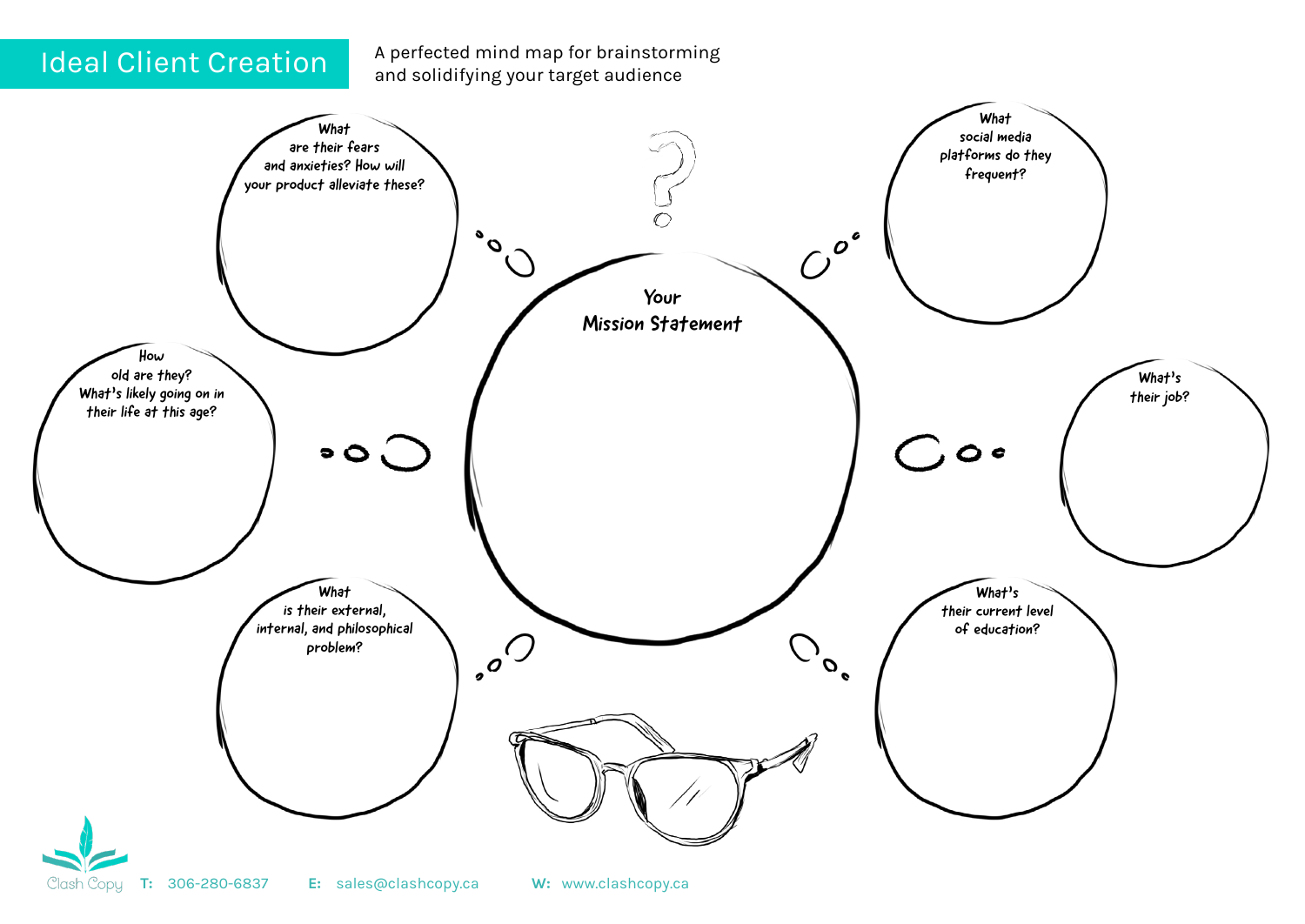# Ideal Client Creation

A perfected mind map for brainstorming and solidifying your target audience

**Your Mission Statement**

What are their fears and anxieties? How will your product alleviate these?

What social media platforms do they frequent?

How old are they? What's likely going on in their life at this age?

What's their job?

What is their external, internal, and philosophical problem?

What's their current level of education?

Clash Copy **T:** 306-280-6837 **E:** sales@clashcopy.ca **W:** www.clashcopy.ca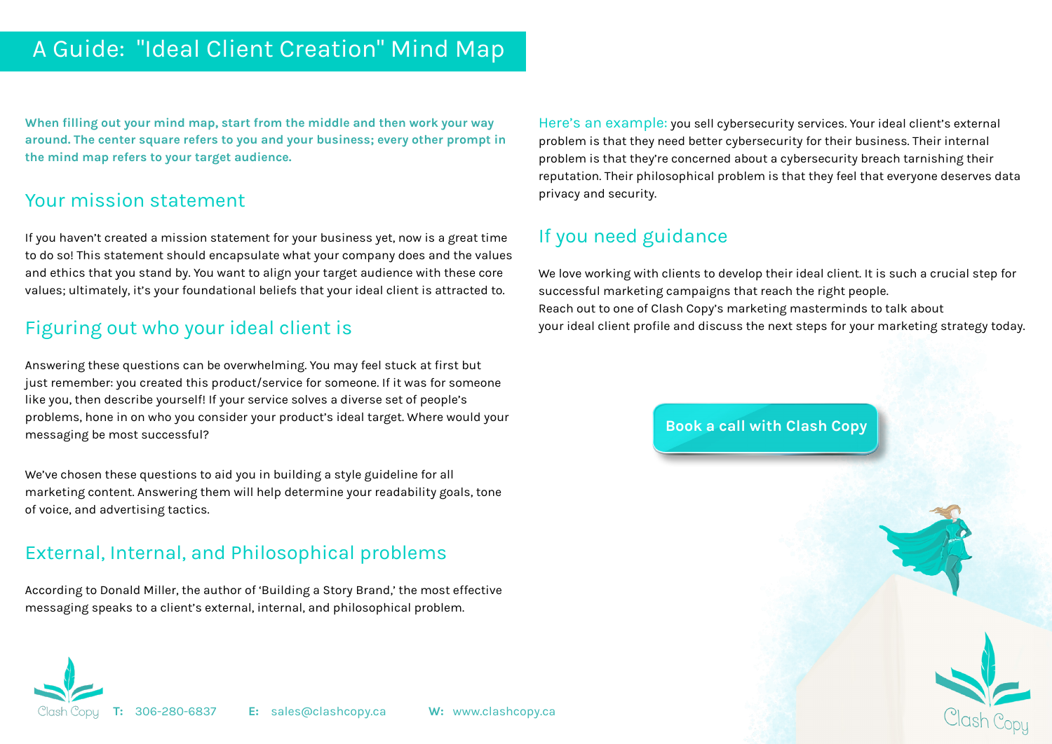# A Guide: "Ideal Client Creation" Mind Map

**When filling out your mind map, start from the middle and then work your way around. The center square refers to you and your business; every other prompt in the mind map refers to your target audience.**

## Your mission statement

If you haven't created a mission statement for your business yet, now is a great time to do so! This statement should encapsulate what your company does and the values and ethics that you stand by. You want to align your target audience with these core values; ultimately, it's your foundational beliefs that your ideal client is attracted to.

## Figuring out who your ideal client is

Answering these questions can be overwhelming. You may feel stuck at first but just remember: you created this product/service for someone. If it was for someone like you, then describe yourself! If your service solves a diverse set of people's problems, hone in on who you consider your product's ideal target. Where would your messaging be most successful?

We've chosen these questions to aid you in building a style guideline for all marketing content. Answering them will help determine your readability goals, tone of voice, and advertising tactics.

## External, Internal, and Philosophical problems

According to Donald Miller, the author of 'Building a Story Brand,' the most effective messaging speaks to a client's external, internal, and philosophical problem.

Here's an example: you sell cybersecurity services. Your ideal client's external problem is that they need better cybersecurity for their business. Their internal problem is that they're concerned about a cybersecurity breach tarnishing their reputation. Their philosophical problem is that they feel that everyone deserves data privacy and security.

## If you need guidance

We love working with clients to develop their ideal client. It is such a crucial step for successful marketing campaigns that reach the right people.
Reach out to one of Clash Copy's marketing masterminds to talk about your ideal client profile and discuss the next steps for your marketing strategy today.

**Book a call with Clash Copy**

Clash Copy

**T:** 306-280-6837 **E:** sales@clashcopy.ca **W:** www.clashcopy.ca